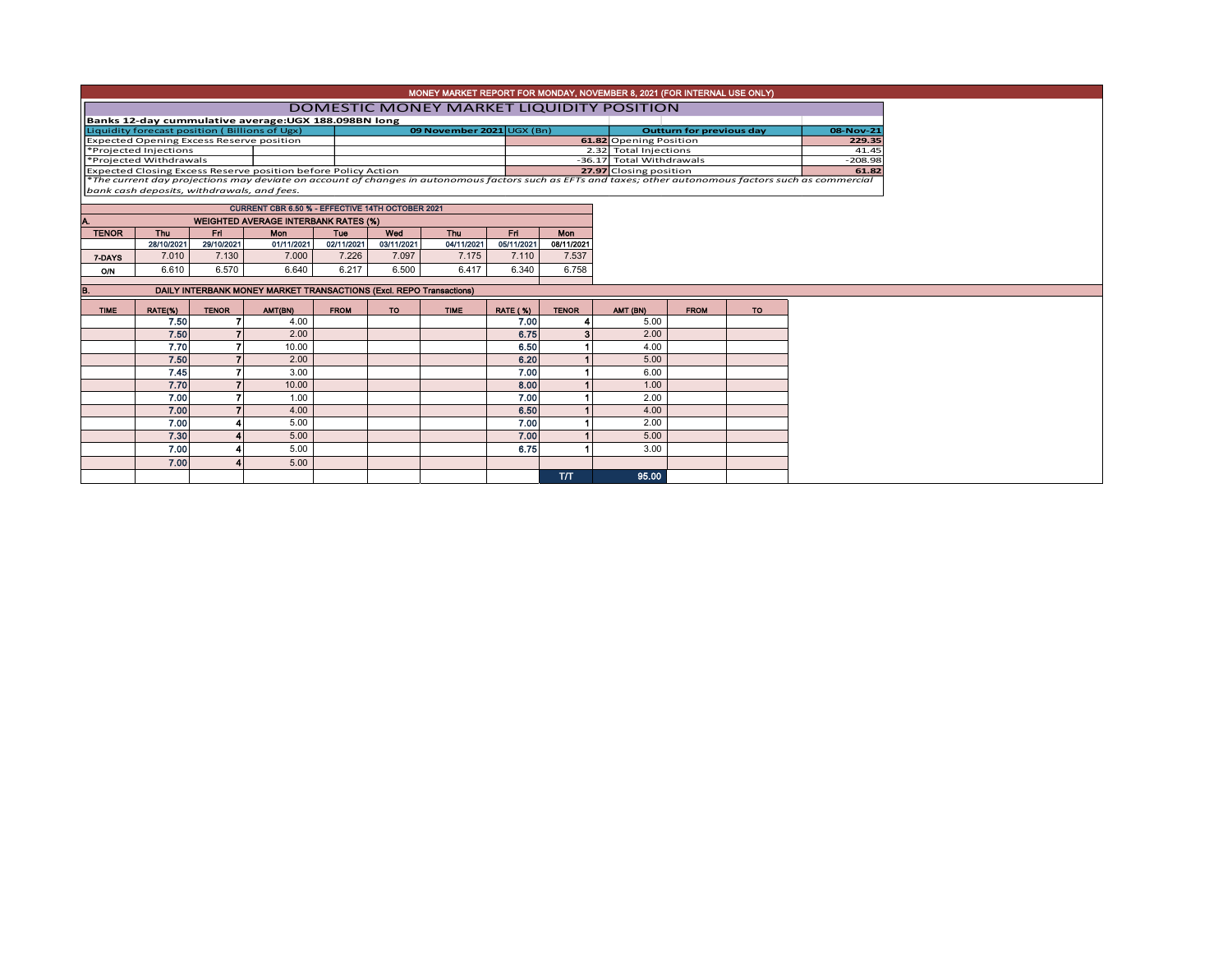# MONEY MARKET REPORT FOR MONDAY, NOVEMBER 8, 2021 (FOR INTERNAL USE ONLY)

## DOMESTIC MONEY MARKET LIQUIDITY POSITION

**Banks 12-day cummulative average:UGX 188.098BN long**

| Liquidity forecast position ( Billions of Ugx) | 09 November 2021 UGX (Bn) | Outturn for previous day | 08-Nov-21 |
|---|---|---|---|
| Expected Opening Excess Reserve position | 61.82 | Opening Position | 229.35 |
| *Projected Injections | 2.32 | Total Injections | 41.45 |
| *Projected Withdrawals | -36.17 | Total Withdrawals | -208.98 |
| Expected Closing Excess Reserve position before Policy Action | 27.97 | Closing position | 61.82 |

*The current day projections may deviate on account of changes in autonomous factors such as EFTs and taxes; other autonomous factors such as commercial bank cash deposits, withdrawals, and fees.

**CURRENT CBR 6.50 % - EFFECTIVE 14TH OCTOBER 2021**

### A. WEIGHTED AVERAGE INTERBANK RATES (%)

| TENOR | Thu | Fri | Mon | Tue | Wed | Thu | Fri | Mon |
|---|---|---|---|---|---|---|---|---|
| | 28/10/2021 | 29/10/2021 | 01/11/2021 | 02/11/2021 | 03/11/2021 | 04/11/2021 | 05/11/2021 | 08/11/2021 |
| 7-DAYS | 7.010 | 7.130 | 7.000 | 7.226 | 7.097 | 7.175 | 7.110 | 7.537 |
| O/N | 6.610 | 6.570 | 6.640 | 6.217 | 6.500 | 6.417 | 6.340 | 6.758 |

### B. DAILY INTERBANK MONEY MARKET TRANSACTIONS (Excl. REPO Transactions)

| TIME | RATE(%) | TENOR | AMT(BN) | FROM | TO | TIME | RATE (%) | TENOR | AMT (BN) | FROM | TO |
|---|---|---|---|---|---|---|---|---|---|---|---|
| | 7.50 | 7 | 4.00 | | | | 7.00 | 4 | 5.00 | | |
| | 7.50 | 7 | 2.00 | | | | 6.75 | 3 | 2.00 | | |
| | 7.70 | 7 | 10.00 | | | | 6.50 | 1 | 4.00 | | |
| | 7.50 | 7 | 2.00 | | | | 6.20 | 1 | 5.00 | | |
| | 7.45 | 7 | 3.00 | | | | 7.00 | 1 | 6.00 | | |
| | 7.70 | 7 | 10.00 | | | | 8.00 | 1 | 1.00 | | |
| | 7.00 | 7 | 1.00 | | | | 7.00 | 1 | 2.00 | | |
| | 7.00 | 7 | 4.00 | | | | 6.50 | 1 | 4.00 | | |
| | 7.00 | 4 | 5.00 | | | | 7.00 | 1 | 2.00 | | |
| | 7.30 | 4 | 5.00 | | | | 7.00 | 1 | 5.00 | | |
| | 7.00 | 4 | 5.00 | | | | 6.75 | 1 | 3.00 | | |
| | 7.00 | 4 | 5.00 | | | | | | | | |
| | | | | | | | | T/T | 95.00 | | |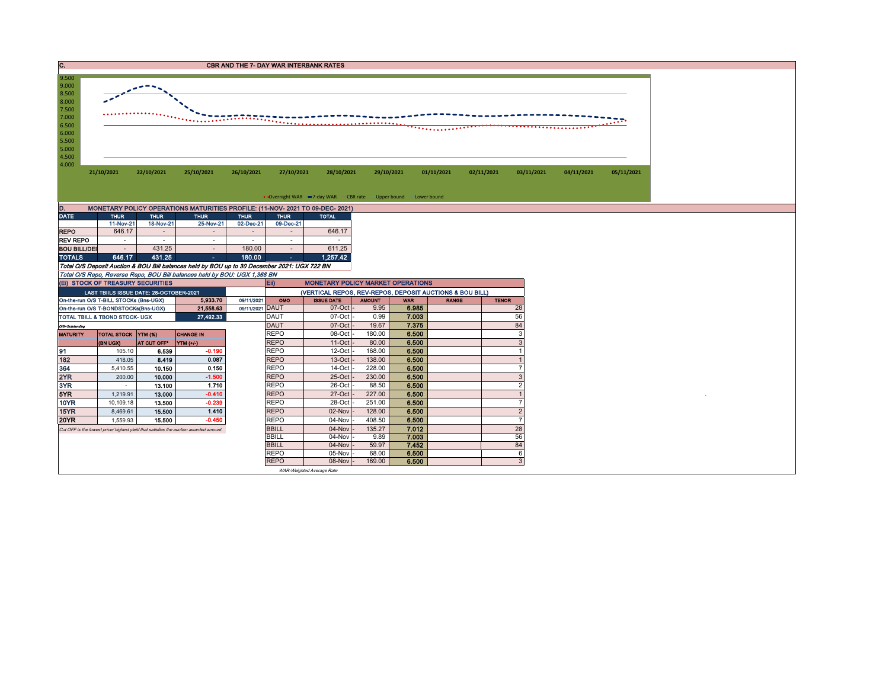## C. CBR AND THE 7- DAY WAR INTERBANK RATES

9.500
9.000
8.500
8.000
7.500
7.000
6.500
6.000
5.500
5.000
4.500
4.000

21/10/2021 22/10/2021 25/10/2021 26/10/2021 27/10/2021 28/10/2021 29/10/2021 01/11/2021 02/11/2021 03/11/2021 04/11/2021 05/11/2021

Overnight WAR, 7-day WAR, CBR rate, Upper bound, Lower bound

## D. MONETARY POLICY OPERATIONS MATURITIES PROFILE: (11-NOV- 2021 TO 09-DEC- 2021)

| DATE | THUR | THUR | THUR | THUR | THUR | TOTAL |
|---|---|---|---|---|---|---|
| | 11-Nov-21 | 18-Nov-21 | 25-Nov-21 | 02-Dec-21 | 09-Dec-21 | |
| REPO | 646.17 | - | - | - | - | 646.17 |
| REV REPO | - | - | - | - | - | - |
| BOU BILL/DEI | - | 431.25 | - | 180.00 | - | 611.25 |
| TOTALS | 646.17 | 431.25 | - | 180.00 | - | 1,257.42 |

*Total O/S Deposit Auction & BOU Bill balances held by BOU up to 30 December 2021: UGX 722 BN*

*Total O/S Repo, Reverse Repo, BOU Bill balances held by BOU: UGX 1,368 BN*

### (Ei) STOCK OF TREASURY SECURITIES

| LAST TBIILS ISSUE DATE: 28-OCTOBER-2021 | | |
|---|---|---|
| On-the-run O/S T-BILL STOCKs (Bns-UGX) | 5,933.70 | 09/11/2021 |
| On-the-run O/S T-BONDSTOCKs(Bns-UGX) | 21,558.63 | 09/11/2021 |
| TOTAL TBILL & TBOND STOCK- UGX | 27,492.33 | |

O/S=Outstanding

| MATURITY | TOTAL STOCK (BN UGX) | YTM (%) AT CUT OFF* | CHANGE IN YTM (+/-) |
|---|---|---|---|
| 91 | 105.10 | 6.539 | -0.190 |
| 182 | 418.05 | 8.419 | 0.087 |
| 364 | 5,410.55 | 10.150 | 0.150 |
| 2YR | 200.00 | 10.000 | -1.500 |
| 3YR | - | 13.100 | 1.710 |
| 5YR | 1,219.91 | 13.000 | -0.410 |
| 10YR | 10,109.18 | 13.500 | -0.239 |
| 15YR | 8,469.61 | 15.500 | 1.410 |
| 20YR | 1,559.93 | 15.500 | -0.450 |

*Cut OFF is the lowest price/ highest yield that satisfies the auction awarded amount.*

### Eii) MONETARY POLICY MARKET OPERATIONS

(VERTICAL REPOS, REV-REPOS, DEPOSIT AUCTIONS & BOU BILL)

| OMO | ISSUE DATE | AMOUNT | WAR | RANGE | TENOR |
|---|---|---|---|---|---|
| DAUT | 07-Oct | 9.95 | 6.985 | | 28 |
| DAUT | 07-Oct | 0.99 | 7.003 | | 56 |
| DAUT | 07-Oct | 19.67 | 7.375 | | 84 |
| REPO | 08-Oct | 180.00 | 6.500 | | 3 |
| REPO | 11-Oct | 80.00 | 6.500 | | 3 |
| REPO | 12-Oct | 168.00 | 6.500 | | 1 |
| REPO | 13-Oct | 138.00 | 6.500 | | 1 |
| REPO | 14-Oct | 228.00 | 6.500 | | 7 |
| REPO | 25-Oct | 230.00 | 6.500 | | 3 |
| REPO | 26-Oct | 88.50 | 6.500 | | 2 |
| REPO | 27-Oct | 227.00 | 6.500 | | 1 |
| REPO | 28-Oct | 251.00 | 6.500 | | 7 |
| REPO | 02-Nov | 128.00 | 6.500 | | 2 |
| REPO | 04-Nov | 408.50 | 6.500 | | 7 |
| BBILL | 04-Nov | 135.27 | 7.012 | | 28 |
| BBILL | 04-Nov | 9.89 | 7.003 | | 56 |
| BBILL | 04-Nov | 59.97 | 7.452 | | 84 |
| REPO | 05-Nov | 68.00 | 6.500 | | 6 |
| REPO | 08-Nov | 169.00 | 6.500 | | 3 |

*WAR-Weighted Average Rate*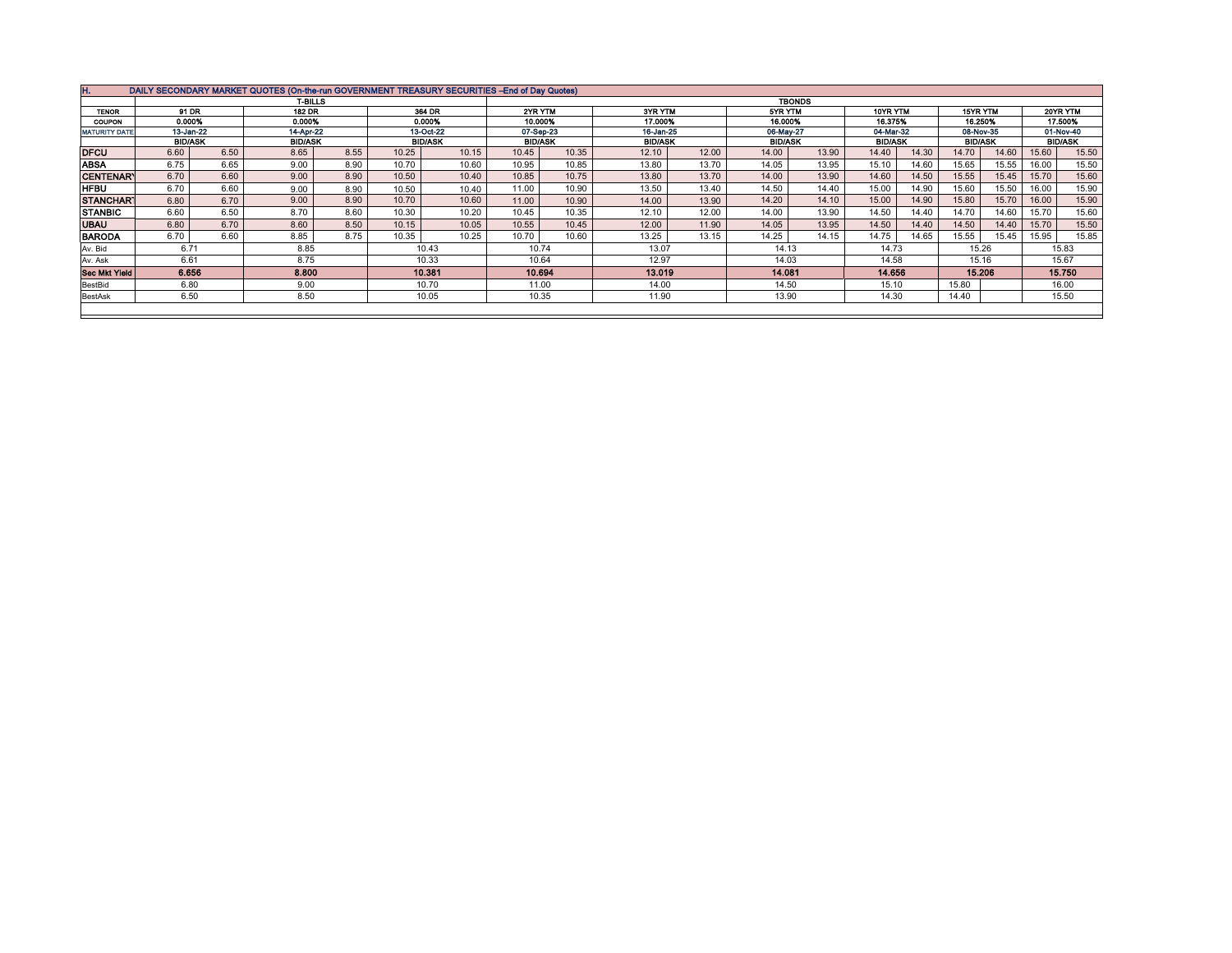**H. DAILY SECONDARY MARKET QUOTES (On-the-run GOVERNMENT TREASURY SECURITIES –End of Day Quotes)**

| | T-BILLS | | | | | | TBONDS | | | | | | | | | | | |
|---|---|---|---|---|---|---|---|---|---|---|---|---|---|---|---|---|---|---|
| TENOR | 91 DR | | 182 DR | | 364 DR | | 2YR YTM | | 3YR YTM | | 5YR YTM | | 10YR YTM | | 15YR YTM | | 20YR YTM | |
| COUPON | 0.000% | | 0.000% | | 0.000% | | 10.000% | | 17.000% | | 16.000% | | 16.375% | | 16.250% | | 17.500% | |
| MATURITY DATE | 13-Jan-22 | | 14-Apr-22 | | 13-Oct-22 | | 07-Sep-23 | | 16-Jan-25 | | 06-May-27 | | 04-Mar-32 | | 08-Nov-35 | | 01-Nov-40 | |
| | BID/ASK | | BID/ASK | | BID/ASK | | BID/ASK | | BID/ASK | | BID/ASK | | BID/ASK | | BID/ASK | | BID/ASK | |
| **DFCU** | 6.60 | 6.50 | 8.65 | 8.55 | 10.25 | 10.15 | 10.45 | 10.35 | 12.10 | 12.00 | 14.00 | 13.90 | 14.40 | 14.30 | 14.70 | 14.60 | 15.60 | 15.50 |
| **ABSA** | 6.75 | 6.65 | 9.00 | 8.90 | 10.70 | 10.60 | 10.95 | 10.85 | 13.80 | 13.70 | 14.05 | 13.95 | 15.10 | 14.60 | 15.65 | 15.55 | 16.00 | 15.50 |
| **CENTENARY** | 6.70 | 6.60 | 9.00 | 8.90 | 10.50 | 10.40 | 10.85 | 10.75 | 13.80 | 13.70 | 14.00 | 13.90 | 14.60 | 14.50 | 15.55 | 15.45 | 15.70 | 15.60 |
| **HFBU** | 6.70 | 6.60 | 9.00 | 8.90 | 10.50 | 10.40 | 11.00 | 10.90 | 13.50 | 13.40 | 14.50 | 14.40 | 15.00 | 14.90 | 15.60 | 15.50 | 16.00 | 15.90 |
| **STANCHART** | 6.80 | 6.70 | 9.00 | 8.90 | 10.70 | 10.60 | 11.00 | 10.90 | 14.00 | 13.90 | 14.20 | 14.10 | 15.00 | 14.90 | 15.80 | 15.70 | 16.00 | 15.90 |
| **STANBIC** | 6.60 | 6.50 | 8.70 | 8.60 | 10.30 | 10.20 | 10.45 | 10.35 | 12.10 | 12.00 | 14.00 | 13.90 | 14.50 | 14.40 | 14.70 | 14.60 | 15.70 | 15.60 |
| **UBAU** | 6.80 | 6.70 | 8.60 | 8.50 | 10.15 | 10.05 | 10.55 | 10.45 | 12.00 | 11.90 | 14.05 | 13.95 | 14.50 | 14.40 | 14.50 | 14.40 | 15.70 | 15.50 |
| **BARODA** | 6.70 | 6.60 | 8.85 | 8.75 | 10.35 | 10.25 | 10.70 | 10.60 | 13.25 | 13.15 | 14.25 | 14.15 | 14.75 | 14.65 | 15.55 | 15.45 | 15.95 | 15.85 |
| Av. Bid | 6.71 | | 8.85 | | 10.43 | | 10.74 | | 13.07 | | 14.13 | | 14.73 | | 15.26 | | 15.83 | |
| Av. Ask | 6.61 | | 8.75 | | 10.33 | | 10.64 | | 12.97 | | 14.03 | | 14.58 | | 15.16 | | 15.67 | |
| **Sec Mkt Yield** | **6.656** | | **8.800** | | **10.381** | | **10.694** | | **13.019** | | **14.081** | | **14.656** | | **15.206** | | **15.750** | |
| BestBid | 6.80 | | 9.00 | | 10.70 | | 11.00 | | 14.00 | | 14.50 | | 15.10 | | 15.80 | | 16.00 | |
| BestAsk | 6.50 | | 8.50 | | 10.05 | | 10.35 | | 11.90 | | 13.90 | | 14.30 | | 14.40 | | 15.50 | |